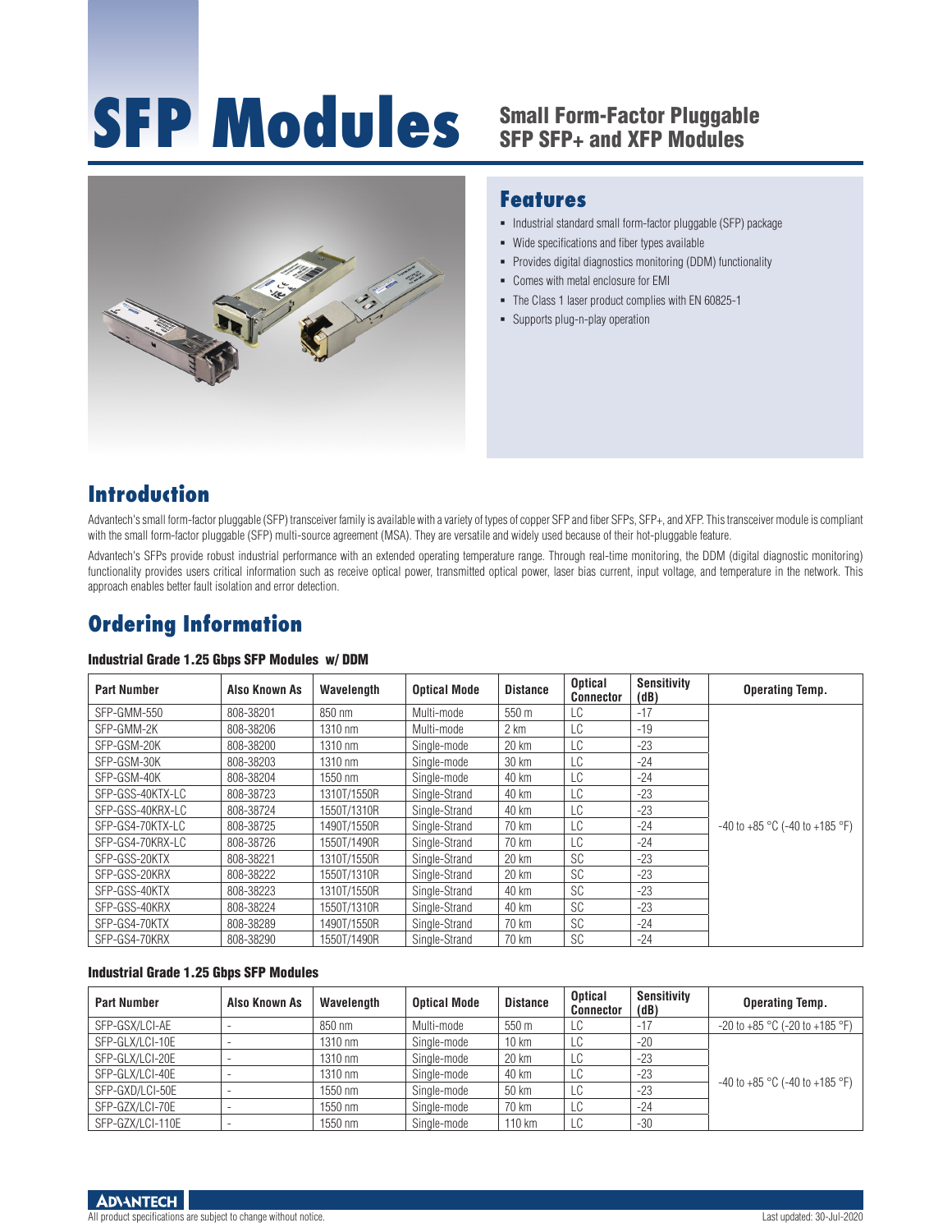# SFP Modules

## Small Form-Factor Pluggable SFP SFP+ and XFP Modules

## Features

- Industrial standard small form-factor pluggable (SFP) package
- Wide specifications and fiber types available
- Provides digital diagnostics monitoring (DDM) functionality
- Comes with metal enclosure for EMI
- The Class 1 laser product complies with EN 60825-1
- Supports plug-n-play operation

## Introduction

Advantech's small form-factor pluggable (SFP) transceiver family is available with a variety of types of copper SFP and fiber SFPs, SFP+, and XFP. This transceiver module is compliant with the small form-factor pluggable (SFP) multi-source agreement (MSA). They are versatile and widely used because of their hot-pluggable feature.

Advantech's SFPs provide robust industrial performance with an extended operating temperature range. Through real-time monitoring, the DDM (digital diagnostic monitoring) functionality provides users critical information such as receive optical power, transmitted optical power, laser bias current, input voltage, and temperature in the network. This approach enables better fault isolation and error detection.

## Ordering Information

### Industrial Grade 1.25 Gbps SFP Modules w/ DDM

| Part Number | Also Known As | Wavelength | Optical Mode | Distance | Optical Connector | Sensitivity (dB) | Operating Temp. |
|---|---|---|---|---|---|---|---|
| SFP-GMM-550 | 808-38201 | 850 nm | Multi-mode | 550 m | LC | -17 | -40 to +85 °C (-40 to +185 °F) |
| SFP-GMM-2K | 808-38206 | 1310 nm | Multi-mode | 2 km | LC | -19 | |
| SFP-GSM-20K | 808-38200 | 1310 nm | Single-mode | 20 km | LC | -23 | |
| SFP-GSM-30K | 808-38203 | 1310 nm | Single-mode | 30 km | LC | -24 | |
| SFP-GSM-40K | 808-38204 | 1550 nm | Single-mode | 40 km | LC | -24 | |
| SFP-GSS-40KTX-LC | 808-38723 | 1310T/1550R | Single-Strand | 40 km | LC | -23 | |
| SFP-GSS-40KRX-LC | 808-38724 | 1550T/1310R | Single-Strand | 40 km | LC | -23 | |
| SFP-GS4-70KTX-LC | 808-38725 | 1490T/1550R | Single-Strand | 70 km | LC | -24 | |
| SFP-GS4-70KRX-LC | 808-38726 | 1550T/1490R | Single-Strand | 70 km | LC | -24 | |
| SFP-GSS-20KTX | 808-38221 | 1310T/1550R | Single-Strand | 20 km | SC | -23 | |
| SFP-GSS-20KRX | 808-38222 | 1550T/1310R | Single-Strand | 20 km | SC | -23 | |
| SFP-GSS-40KTX | 808-38223 | 1310T/1550R | Single-Strand | 40 km | SC | -23 | |
| SFP-GSS-40KRX | 808-38224 | 1550T/1310R | Single-Strand | 40 km | SC | -23 | |
| SFP-GS4-70KTX | 808-38289 | 1490T/1550R | Single-Strand | 70 km | SC | -24 | |
| SFP-GS4-70KRX | 808-38290 | 1550T/1490R | Single-Strand | 70 km | SC | -24 | |

### Industrial Grade 1.25 Gbps SFP Modules

| Part Number | Also Known As | Wavelength | Optical Mode | Distance | Optical Connector | Sensitivity (dB) | Operating Temp. |
|---|---|---|---|---|---|---|---|
| SFP-GSX/LCI-AE | - | 850 nm | Multi-mode | 550 m | LC | -17 | -20 to +85 °C (-20 to +185 °F) |
| SFP-GLX/LCI-10E | - | 1310 nm | Single-mode | 10 km | LC | -20 | -40 to +85 °C (-40 to +185 °F) |
| SFP-GLX/LCI-20E | - | 1310 nm | Single-mode | 20 km | LC | -23 | |
| SFP-GLX/LCI-40E | - | 1310 nm | Single-mode | 40 km | LC | -23 | |
| SFP-GXD/LCI-50E | - | 1550 nm | Single-mode | 50 km | LC | -23 | |
| SFP-GZX/LCI-70E | - | 1550 nm | Single-mode | 70 km | LC | -24 | |
| SFP-GZX/LCI-110E | - | 1550 nm | Single-mode | 110 km | LC | -30 | |

All product specifications are subject to change without notice.

Last updated: 30-Jul-2020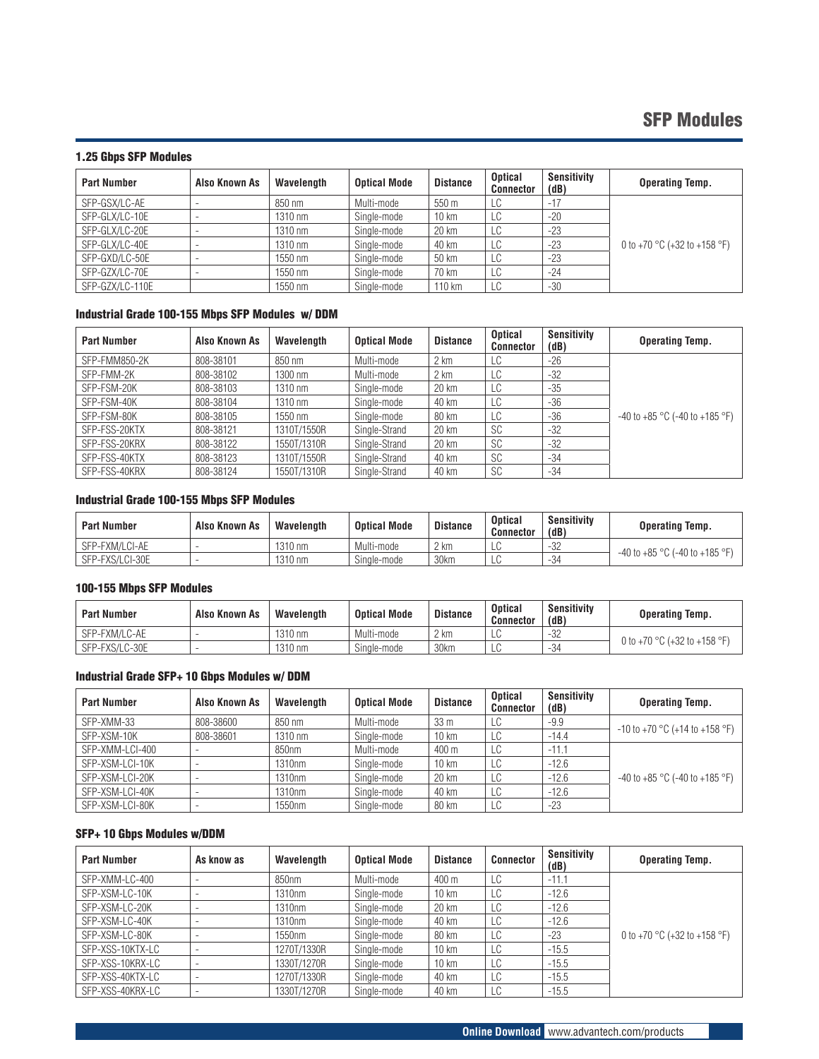# SFP Modules

### 1.25 Gbps SFP Modules

| Part Number | Also Known As | Wavelength | Optical Mode | Distance | Optical Connector | Sensitivity (dB) | Operating Temp. |
|---|---|---|---|---|---|---|---|
| SFP-GSX/LC-AE | - | 850 nm | Multi-mode | 550 m | LC | -17 | 0 to +70 °C (+32 to +158 °F) |
| SFP-GLX/LC-10E | - | 1310 nm | Single-mode | 10 km | LC | -20 | |
| SFP-GLX/LC-20E | - | 1310 nm | Single-mode | 20 km | LC | -23 | |
| SFP-GLX/LC-40E | - | 1310 nm | Single-mode | 40 km | LC | -23 | |
| SFP-GXD/LC-50E | - | 1550 nm | Single-mode | 50 km | LC | -23 | |
| SFP-GZX/LC-70E | - | 1550 nm | Single-mode | 70 km | LC | -24 | |
| SFP-GZX/LC-110E | | 1550 nm | Single-mode | 110 km | LC | -30 | |

### Industrial Grade 100-155 Mbps SFP Modules w/ DDM

| Part Number | Also Known As | Wavelength | Optical Mode | Distance | Optical Connector | Sensitivity (dB) | Operating Temp. |
|---|---|---|---|---|---|---|---|
| SFP-FMM850-2K | 808-38101 | 850 nm | Multi-mode | 2 km | LC | -26 | -40 to +85 °C (-40 to +185 °F) |
| SFP-FMM-2K | 808-38102 | 1300 nm | Multi-mode | 2 km | LC | -32 | |
| SFP-FSM-20K | 808-38103 | 1310 nm | Single-mode | 20 km | LC | -35 | |
| SFP-FSM-40K | 808-38104 | 1310 nm | Single-mode | 40 km | LC | -36 | |
| SFP-FSM-80K | 808-38105 | 1550 nm | Single-mode | 80 km | LC | -36 | |
| SFP-FSS-20KTX | 808-38121 | 1310T/1550R | Single-Strand | 20 km | SC | -32 | |
| SFP-FSS-20KRX | 808-38122 | 1550T/1310R | Single-Strand | 20 km | SC | -32 | |
| SFP-FSS-40KTX | 808-38123 | 1310T/1550R | Single-Strand | 40 km | SC | -34 | |
| SFP-FSS-40KRX | 808-38124 | 1550T/1310R | Single-Strand | 40 km | SC | -34 | |

### Industrial Grade 100-155 Mbps SFP Modules

| Part Number | Also Known As | Wavelength | Optical Mode | Distance | Optical Connector | Sensitivity (dB) | Operating Temp. |
|---|---|---|---|---|---|---|---|
| SFP-FXM/LCI-AE | - | 1310 nm | Multi-mode | 2 km | LC | -32 | -40 to +85 °C (-40 to +185 °F) |
| SFP-FXS/LCI-30E | - | 1310 nm | Single-mode | 30km | LC | -34 | |

### 100-155 Mbps SFP Modules

| Part Number | Also Known As | Wavelength | Optical Mode | Distance | Optical Connector | Sensitivity (dB) | Operating Temp. |
|---|---|---|---|---|---|---|---|
| SFP-FXM/LC-AE | - | 1310 nm | Multi-mode | 2 km | LC | -32 | 0 to +70 °C (+32 to +158 °F) |
| SFP-FXS/LC-30E | - | 1310 nm | Single-mode | 30km | LC | -34 | |

### Industrial Grade SFP+ 10 Gbps Modules w/ DDM

| Part Number | Also Known As | Wavelength | Optical Mode | Distance | Optical Connector | Sensitivity (dB) | Operating Temp. |
|---|---|---|---|---|---|---|---|
| SFP-XMM-33 | 808-38600 | 850 nm | Multi-mode | 33 m | LC | -9.9 | -10 to +70 °C (+14 to +158 °F) |
| SFP-XSM-10K | 808-38601 | 1310 nm | Single-mode | 10 km | LC | -14.4 | |
| SFP-XMM-LCI-400 | - | 850nm | Multi-mode | 400 m | LC | -11.1 | -40 to +85 °C (-40 to +185 °F) |
| SFP-XSM-LCI-10K | - | 1310nm | Single-mode | 10 km | LC | -12.6 | |
| SFP-XSM-LCI-20K | - | 1310nm | Single-mode | 20 km | LC | -12.6 | |
| SFP-XSM-LCI-40K | - | 1310nm | Single-mode | 40 km | LC | -12.6 | |
| SFP-XSM-LCI-80K | - | 1550nm | Single-mode | 80 km | LC | -23 | |

### SFP+ 10 Gbps Modules w/DDM

| Part Number | As know as | Wavelength | Optical Mode | Distance | Connector | Sensitivity (dB) | Operating Temp. |
|---|---|---|---|---|---|---|---|
| SFP-XMM-LC-400 | - | 850nm | Multi-mode | 400 m | LC | -11.1 | 0 to +70 °C (+32 to +158 °F) |
| SFP-XSM-LC-10K | - | 1310nm | Single-mode | 10 km | LC | -12.6 | |
| SFP-XSM-LC-20K | - | 1310nm | Single-mode | 20 km | LC | -12.6 | |
| SFP-XSM-LC-40K | - | 1310nm | Single-mode | 40 km | LC | -12.6 | |
| SFP-XSM-LC-80K | - | 1550nm | Single-mode | 80 km | LC | -23 | |
| SFP-XSS-10KTX-LC | - | 1270T/1330R | Single-mode | 10 km | LC | -15.5 | |
| SFP-XSS-10KRX-LC | - | 1330T/1270R | Single-mode | 10 km | LC | -15.5 | |
| SFP-XSS-40KTX-LC | - | 1270T/1330R | Single-mode | 40 km | LC | -15.5 | |
| SFP-XSS-40KRX-LC | - | 1330T/1270R | Single-mode | 40 km | LC | -15.5 | |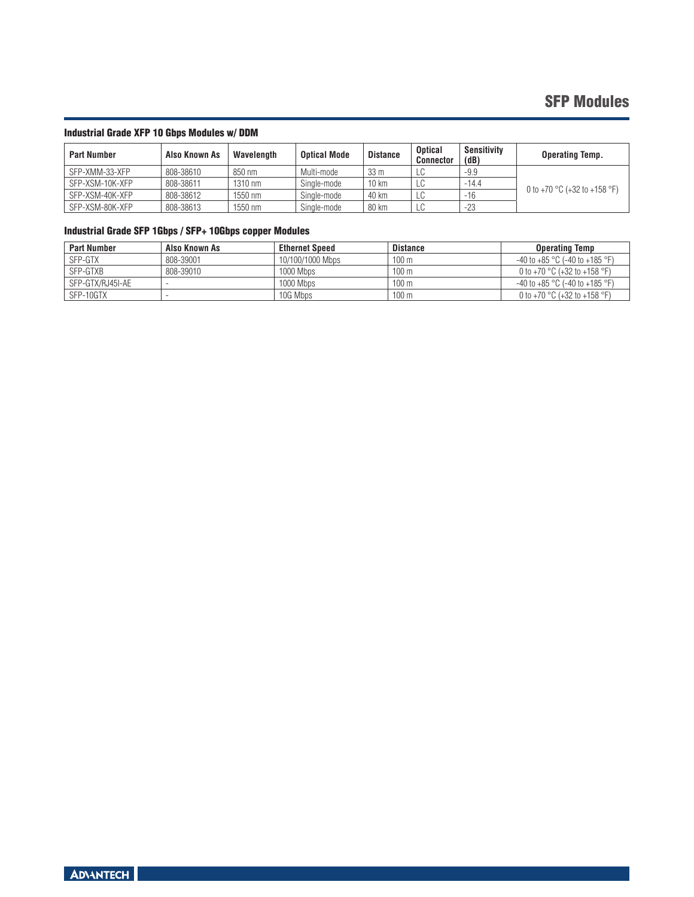# SFP Modules

### Industrial Grade XFP 10 Gbps Modules w/ DDM

| Part Number | Also Known As | Wavelength | Optical Mode | Distance | Optical Connector | Sensitivity (dB) | Operating Temp. |
|---|---|---|---|---|---|---|---|
| SFP-XMM-33-XFP | 808-38610 | 850 nm | Multi-mode | 33 m | LC | -9.9 | 0 to +70 °C (+32 to +158 °F) |
| SFP-XSM-10K-XFP | 808-38611 | 1310 nm | Single-mode | 10 km | LC | -14.4 | |
| SFP-XSM-40K-XFP | 808-38612 | 1550 nm | Single-mode | 40 km | LC | -16 | |
| SFP-XSM-80K-XFP | 808-38613 | 1550 nm | Single-mode | 80 km | LC | -23 | |

### Industrial Grade SFP 1Gbps / SFP+ 10Gbps copper Modules

| Part Number | Also Known As | Ethernet Speed | Distance | Operating Temp |
|---|---|---|---|---|
| SFP-GTX | 808-39001 | 10/100/1000 Mbps | 100 m | -40 to +85 °C (-40 to +185 °F) |
| SFP-GTXB | 808-39010 | 1000 Mbps | 100 m | 0 to +70 °C (+32 to +158 °F) |
| SFP-GTX/RJ45I-AE | - | 1000 Mbps | 100 m | -40 to +85 °C (-40 to +185 °F) |
| SFP-10GTX | - | 10G Mbps | 100 m | 0 to +70 °C (+32 to +158 °F) |